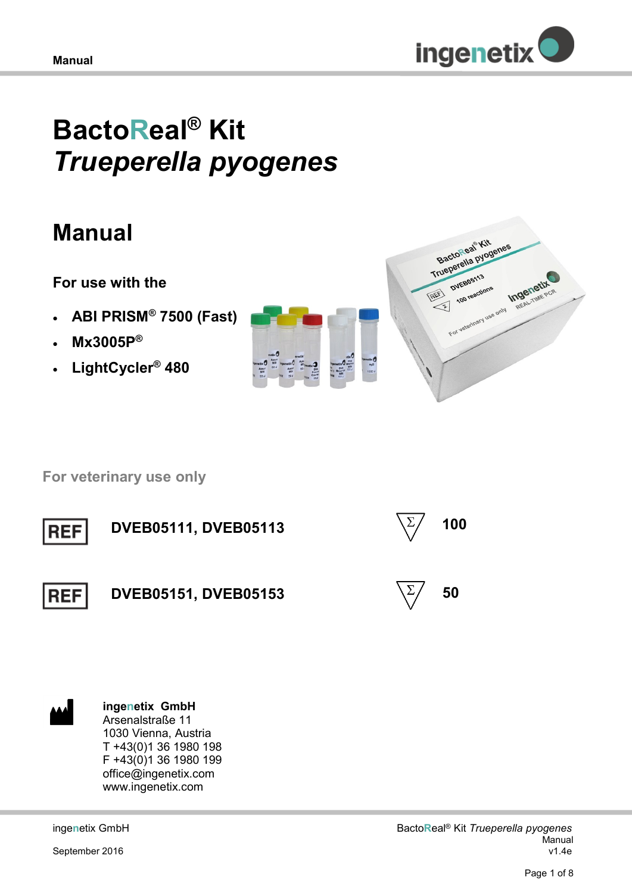# BactoReal® Kit *Trueperella pyogenes*

## Manual

### For use with the

- **ABI PRISM® 7500 (Fast)**
- **Mx3005P®**
- **LightCycler® 480**

**For veterinary use only**

| | | | |
|---|---|---|---|
| REF | **DVEB05111, DVEB05113** | Σ | **100** |
| REF | **DVEB05151, DVEB05153** | Σ | **50** |

**ingenetix GmbH**
Arsenalstraße 11
1030 Vienna, Austria
T +43(0)1 36 1980 198
F +43(0)1 36 1980 199
office@ingenetix.com
www.ingenetix.com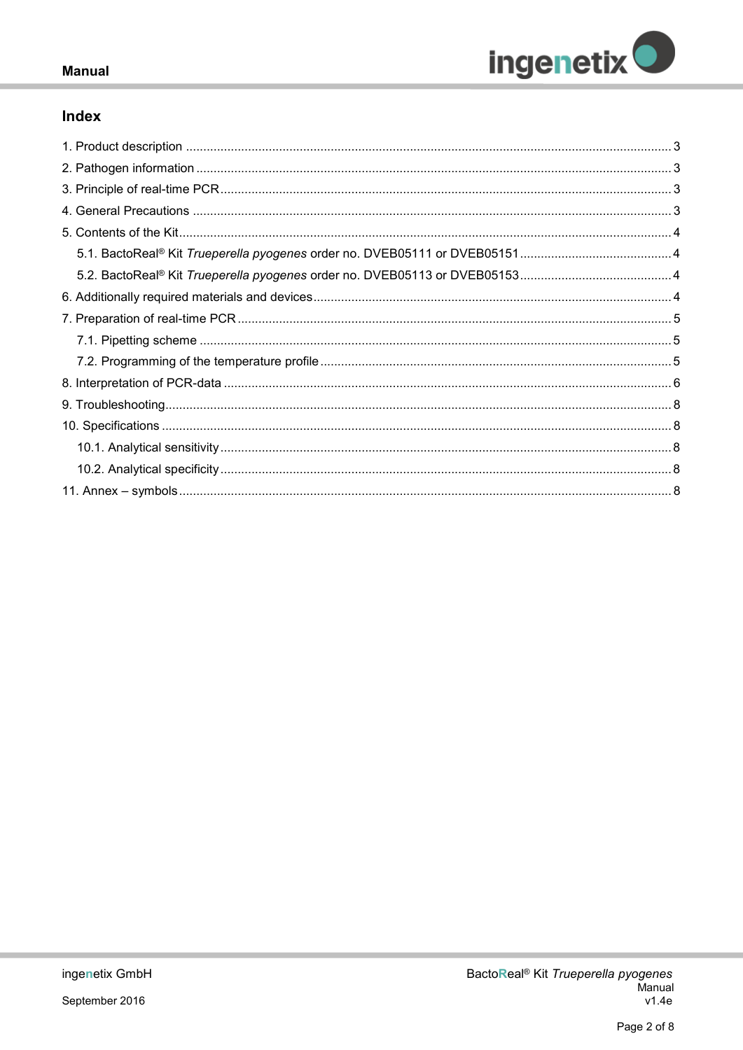## Index

1. Product description ........................................................................................................................................ 3
2. Pathogen information ..................................................................................................................................... 3
3. Principle of real-time PCR .............................................................................................................................. 3
4. General Precautions ...................................................................................................................................... 3
5. Contents of the Kit .......................................................................................................................................... 4
    5.1. BactoReal® Kit *Trueperella pyogenes* order no. DVEB05111 or DVEB05151 ........................................... 4
    5.2. BactoReal® Kit *Trueperella pyogenes* order no. DVEB05113 or DVEB05153 ........................................... 4
6. Additionally required materials and devices .................................................................................................... 4
7. Preparation of real-time PCR ......................................................................................................................... 5
    7.1. Pipetting scheme ..................................................................................................................................... 5
    7.2. Programming of the temperature profile .................................................................................................. 5
8. Interpretation of PCR-data ............................................................................................................................. 6
9. Troubleshooting .............................................................................................................................................. 8
10. Specifications ............................................................................................................................................... 8
    10.1. Analytical sensitivity ............................................................................................................................... 8
    10.2. Analytical specificity ............................................................................................................................... 8
11. Annex – symbols ........................................................................................................................................... 8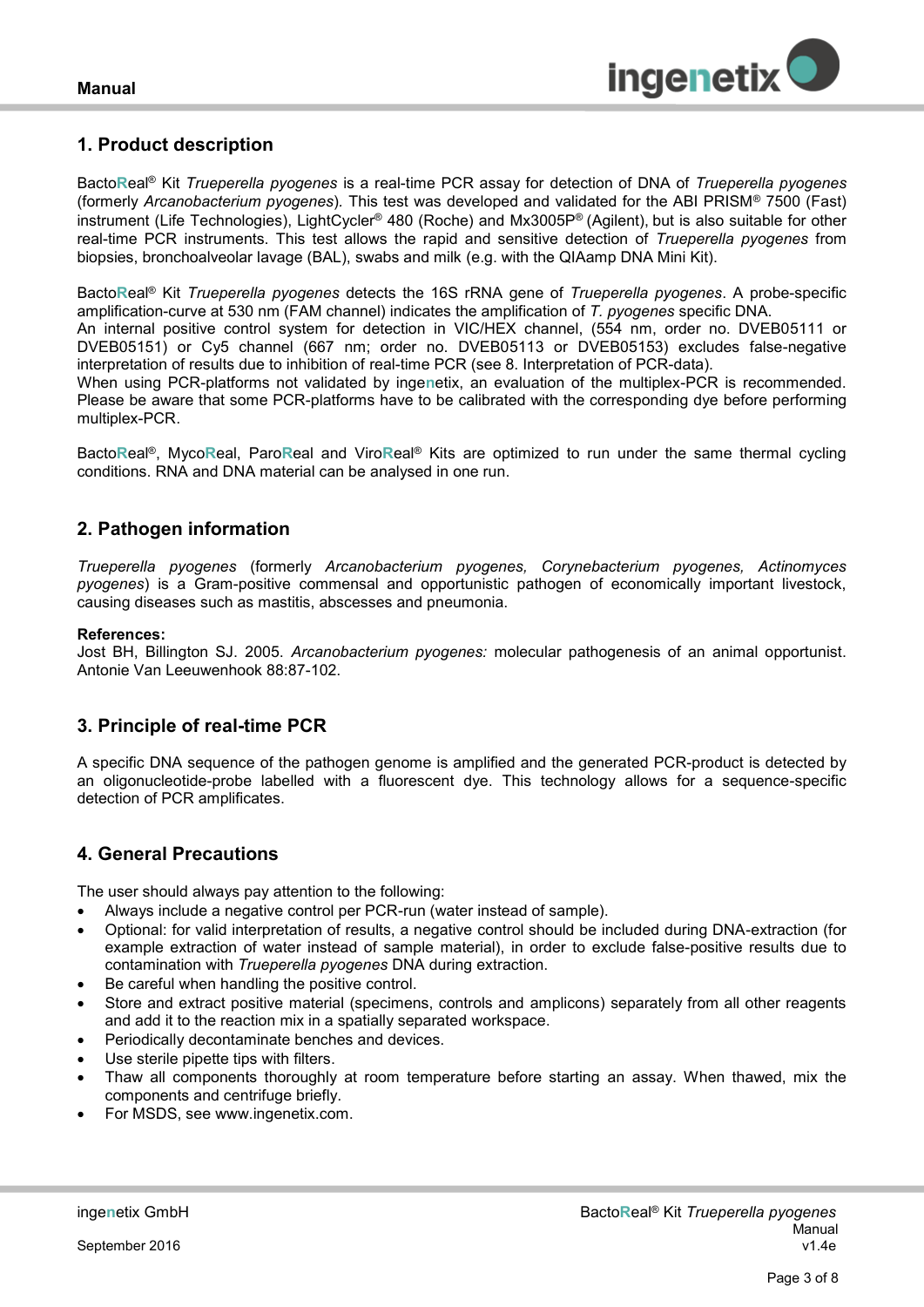## 1. Product description

BactoReal® Kit *Trueperella pyogenes* is a real-time PCR assay for detection of DNA of *Trueperella pyogenes* (formerly *Arcanobacterium pyogenes*). This test was developed and validated for the ABI PRISM® 7500 (Fast) instrument (Life Technologies), LightCycler® 480 (Roche) and Mx3005P® (Agilent), but is also suitable for other real-time PCR instruments. This test allows the rapid and sensitive detection of *Trueperella pyogenes* from biopsies, bronchoalveolar lavage (BAL), swabs and milk (e.g. with the QIAamp DNA Mini Kit).

BactoReal® Kit *Trueperella pyogenes* detects the 16S rRNA gene of *Trueperella pyogenes*. A probe-specific amplification-curve at 530 nm (FAM channel) indicates the amplification of *T. pyogenes* specific DNA.
An internal positive control system for detection in VIC/HEX channel, (554 nm, order no. DVEB05111 or DVEB05151) or Cy5 channel (667 nm; order no. DVEB05113 or DVEB05153) excludes false-negative interpretation of results due to inhibition of real-time PCR (see 8. Interpretation of PCR-data).
When using PCR-platforms not validated by ingenetix, an evaluation of the multiplex-PCR is recommended. Please be aware that some PCR-platforms have to be calibrated with the corresponding dye before performing multiplex-PCR.

BactoReal®, MycoReal, ParoReal and ViroReal® Kits are optimized to run under the same thermal cycling conditions. RNA and DNA material can be analysed in one run.

## 2. Pathogen information

*Trueperella pyogenes* (formerly *Arcanobacterium pyogenes, Corynebacterium pyogenes, Actinomyces pyogenes*) is a Gram-positive commensal and opportunistic pathogen of economically important livestock, causing diseases such as mastitis, abscesses and pneumonia.

**References:**
Jost BH, Billington SJ. 2005. *Arcanobacterium pyogenes:* molecular pathogenesis of an animal opportunist. Antonie Van Leeuwenhook 88:87-102.

## 3. Principle of real-time PCR

A specific DNA sequence of the pathogen genome is amplified and the generated PCR-product is detected by an oligonucleotide-probe labelled with a fluorescent dye. This technology allows for a sequence-specific detection of PCR amplificates.

## 4. General Precautions

The user should always pay attention to the following:

- Always include a negative control per PCR-run (water instead of sample).
- Optional: for valid interpretation of results, a negative control should be included during DNA-extraction (for example extraction of water instead of sample material), in order to exclude false-positive results due to contamination with *Trueperella pyogenes* DNA during extraction.
- Be careful when handling the positive control.
- Store and extract positive material (specimens, controls and amplicons) separately from all other reagents and add it to the reaction mix in a spatially separated workspace.
- Periodically decontaminate benches and devices.
- Use sterile pipette tips with filters.
- Thaw all components thoroughly at room temperature before starting an assay. When thawed, mix the components and centrifuge briefly.
- For MSDS, see www.ingenetix.com.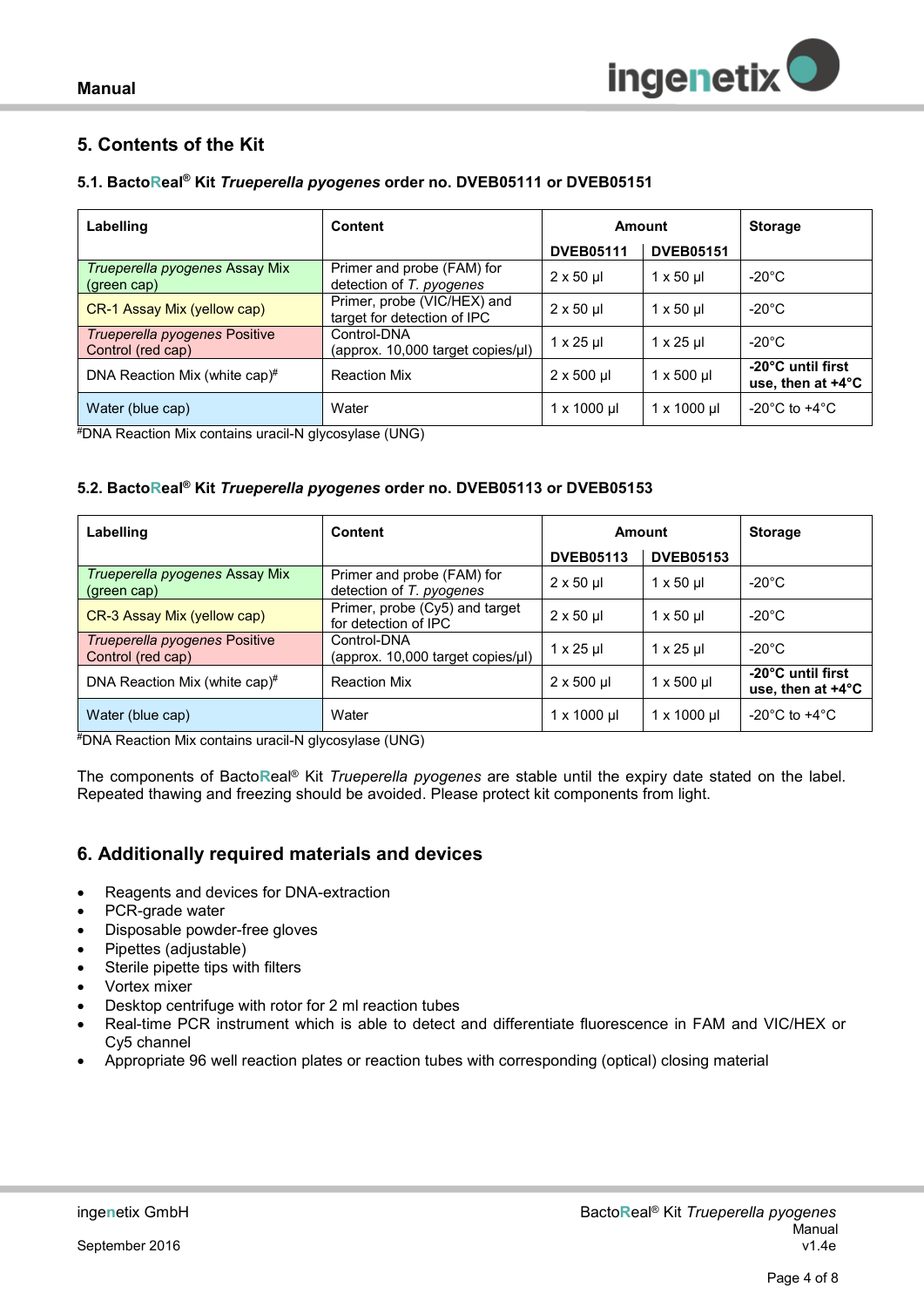## 5. Contents of the Kit

### 5.1. BactoReal® Kit *Trueperella pyogenes* order no. DVEB05111 or DVEB05151

| Labelling | Content | Amount | | Storage |
|---|---|---|---|---|
| | | DVEB05111 | DVEB05151 | |
| *Trueperella pyogenes* Assay Mix (green cap) | Primer and probe (FAM) for detection of *T. pyogenes* | 2 x 50 µl | 1 x 50 µl | -20°C |
| CR-1 Assay Mix (yellow cap) | Primer, probe (VIC/HEX) and target for detection of IPC | 2 x 50 µl | 1 x 50 µl | -20°C |
| *Trueperella pyogenes* Positive Control (red cap) | Control-DNA (approx. 10,000 target copies/µl) | 1 x 25 µl | 1 x 25 µl | -20°C |
| DNA Reaction Mix (white cap)# | Reaction Mix | 2 x 500 µl | 1 x 500 µl | **-20°C until first use, then at +4°C** |
| Water (blue cap) | Water | 1 x 1000 µl | 1 x 1000 µl | -20°C to +4°C |

#DNA Reaction Mix contains uracil-N glycosylase (UNG)

### 5.2. BactoReal® Kit *Trueperella pyogenes* order no. DVEB05113 or DVEB05153

| Labelling | Content | Amount | | Storage |
|---|---|---|---|---|
| | | DVEB05113 | DVEB05153 | |
| *Trueperella pyogenes* Assay Mix (green cap) | Primer and probe (FAM) for detection of *T. pyogenes* | 2 x 50 µl | 1 x 50 µl | -20°C |
| CR-3 Assay Mix (yellow cap) | Primer, probe (Cy5) and target for detection of IPC | 2 x 50 µl | 1 x 50 µl | -20°C |
| *Trueperella pyogenes* Positive Control (red cap) | Control-DNA (approx. 10,000 target copies/µl) | 1 x 25 µl | 1 x 25 µl | -20°C |
| DNA Reaction Mix (white cap)# | Reaction Mix | 2 x 500 µl | 1 x 500 µl | **-20°C until first use, then at +4°C** |
| Water (blue cap) | Water | 1 x 1000 µl | 1 x 1000 µl | -20°C to +4°C |

#DNA Reaction Mix contains uracil-N glycosylase (UNG)

The components of BactoReal® Kit *Trueperella pyogenes* are stable until the expiry date stated on the label. Repeated thawing and freezing should be avoided. Please protect kit components from light.

## 6. Additionally required materials and devices

- Reagents and devices for DNA-extraction
- PCR-grade water
- Disposable powder-free gloves
- Pipettes (adjustable)
- Sterile pipette tips with filters
- Vortex mixer
- Desktop centrifuge with rotor for 2 ml reaction tubes
- Real-time PCR instrument which is able to detect and differentiate fluorescence in FAM and VIC/HEX or Cy5 channel
- Appropriate 96 well reaction plates or reaction tubes with corresponding (optical) closing material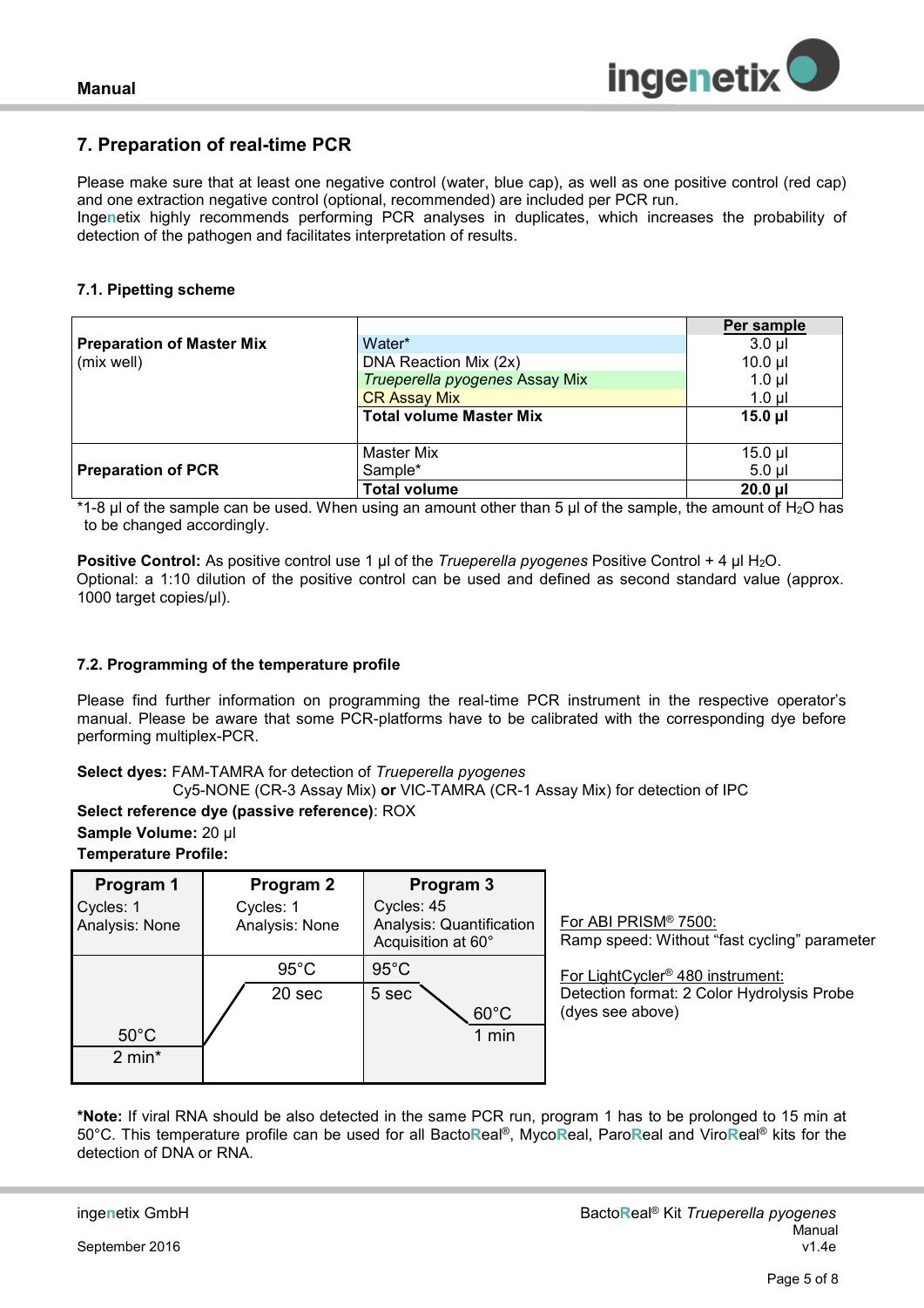## 7. Preparation of real-time PCR

Please make sure that at least one negative control (water, blue cap), as well as one positive control (red cap) and one extraction negative control (optional, recommended) are included per PCR run.
Ingenetix highly recommends performing PCR analyses in duplicates, which increases the probability of detection of the pathogen and facilitates interpretation of results.

### 7.1. Pipetting scheme

| | | Per sample |
|---|---|---|
| **Preparation of Master Mix** (mix well) | Water* | 3.0 µl |
| | DNA Reaction Mix (2x) | 10.0 µl |
| | *Trueperella pyogenes* Assay Mix | 1.0 µl |
| | CR Assay Mix | 1.0 µl |
| | **Total volume Master Mix** | **15.0 µl** |
| **Preparation of PCR** | Master Mix | 15.0 µl |
| | Sample* | 5.0 µl |
| | **Total volume** | **20.0 µl** |

*1-8 µl of the sample can be used. When using an amount other than 5 µl of the sample, the amount of $H_2O$ has to be changed accordingly.

**Positive Control:** As positive control use 1 µl of the *Trueperella pyogenes* Positive Control + 4 µl $H_2O$.
Optional: a 1:10 dilution of the positive control can be used and defined as second standard value (approx. 1000 target copies/µl).

### 7.2. Programming of the temperature profile

Please find further information on programming the real-time PCR instrument in the respective operator's manual. Please be aware that some PCR-platforms have to be calibrated with the corresponding dye before performing multiplex-PCR.

**Select dyes:** FAM-TAMRA for detection of *Trueperella pyogenes*
Cy5-NONE (CR-3 Assay Mix) **or** VIC-TAMRA (CR-1 Assay Mix) for detection of IPC

**Select reference dye (passive reference)**: ROX

**Sample Volume:** 20 µl

**Temperature Profile:**

| **Program 1** | **Program 2** | **Program 3** |
|---|---|---|
| Cycles: 1<br>Analysis: None | Cycles: 1<br>Analysis: None | Cycles: 45<br>Analysis: Quantification<br>Acquisition at 60° |
| 50°C<br>2 min* | 95°C<br>20 sec | 95°C<br>5 sec<br>60°C<br>1 min |

For ABI PRISM® 7500:
Ramp speed: Without "fast cycling" parameter

For LightCycler® 480 instrument:
Detection format: 2 Color Hydrolysis Probe (dyes see above)

***Note:** If viral RNA should be also detected in the same PCR run, program 1 has to be prolonged to 15 min at 50°C. This temperature profile can be used for all BactoReal®, MycoReal, ParoReal and ViroReal® kits for the detection of DNA or RNA.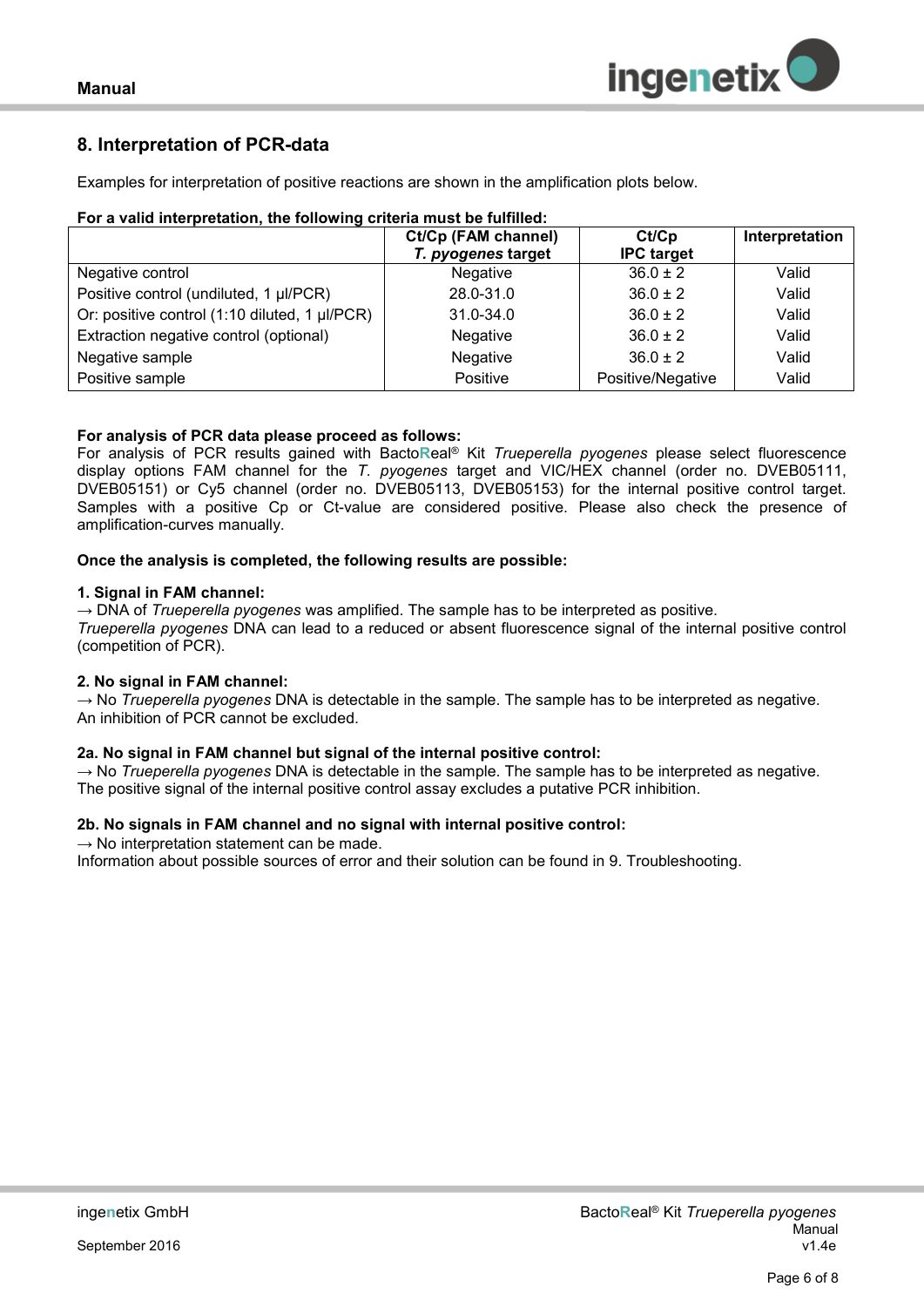## 8. Interpretation of PCR-data

Examples for interpretation of positive reactions are shown in the amplification plots below.

**For a valid interpretation, the following criteria must be fulfilled:**

| | Ct/Cp (FAM channel) *T. pyogenes* target | Ct/Cp IPC target | Interpretation |
|---|---|---|---|
| Negative control | Negative | 36.0 ± 2 | Valid |
| Positive control (undiluted, 1 µl/PCR) | 28.0-31.0 | 36.0 ± 2 | Valid |
| Or: positive control (1:10 diluted, 1 µl/PCR) | 31.0-34.0 | 36.0 ± 2 | Valid |
| Extraction negative control (optional) | Negative | 36.0 ± 2 | Valid |
| Negative sample | Negative | 36.0 ± 2 | Valid |
| Positive sample | Positive | Positive/Negative | Valid |

**For analysis of PCR data please proceed as follows:**
For analysis of PCR results gained with BactoReal® Kit *Trueperella pyogenes* please select fluorescence display options FAM channel for the *T. pyogenes* target and VIC/HEX channel (order no. DVEB05111, DVEB05151) or Cy5 channel (order no. DVEB05113, DVEB05153) for the internal positive control target. Samples with a positive Cp or Ct-value are considered positive. Please also check the presence of amplification-curves manually.

**Once the analysis is completed, the following results are possible:**

**1. Signal in FAM channel:**
→ DNA of *Trueperella pyogenes* was amplified. The sample has to be interpreted as positive.
*Trueperella pyogenes* DNA can lead to a reduced or absent fluorescence signal of the internal positive control (competition of PCR).

**2. No signal in FAM channel:**
→ No *Trueperella pyogenes* DNA is detectable in the sample. The sample has to be interpreted as negative.
An inhibition of PCR cannot be excluded.

**2a. No signal in FAM channel but signal of the internal positive control:**
→ No *Trueperella pyogenes* DNA is detectable in the sample. The sample has to be interpreted as negative.
The positive signal of the internal positive control assay excludes a putative PCR inhibition.

**2b. No signals in FAM channel and no signal with internal positive control:**
→ No interpretation statement can be made.
Information about possible sources of error and their solution can be found in 9. Troubleshooting.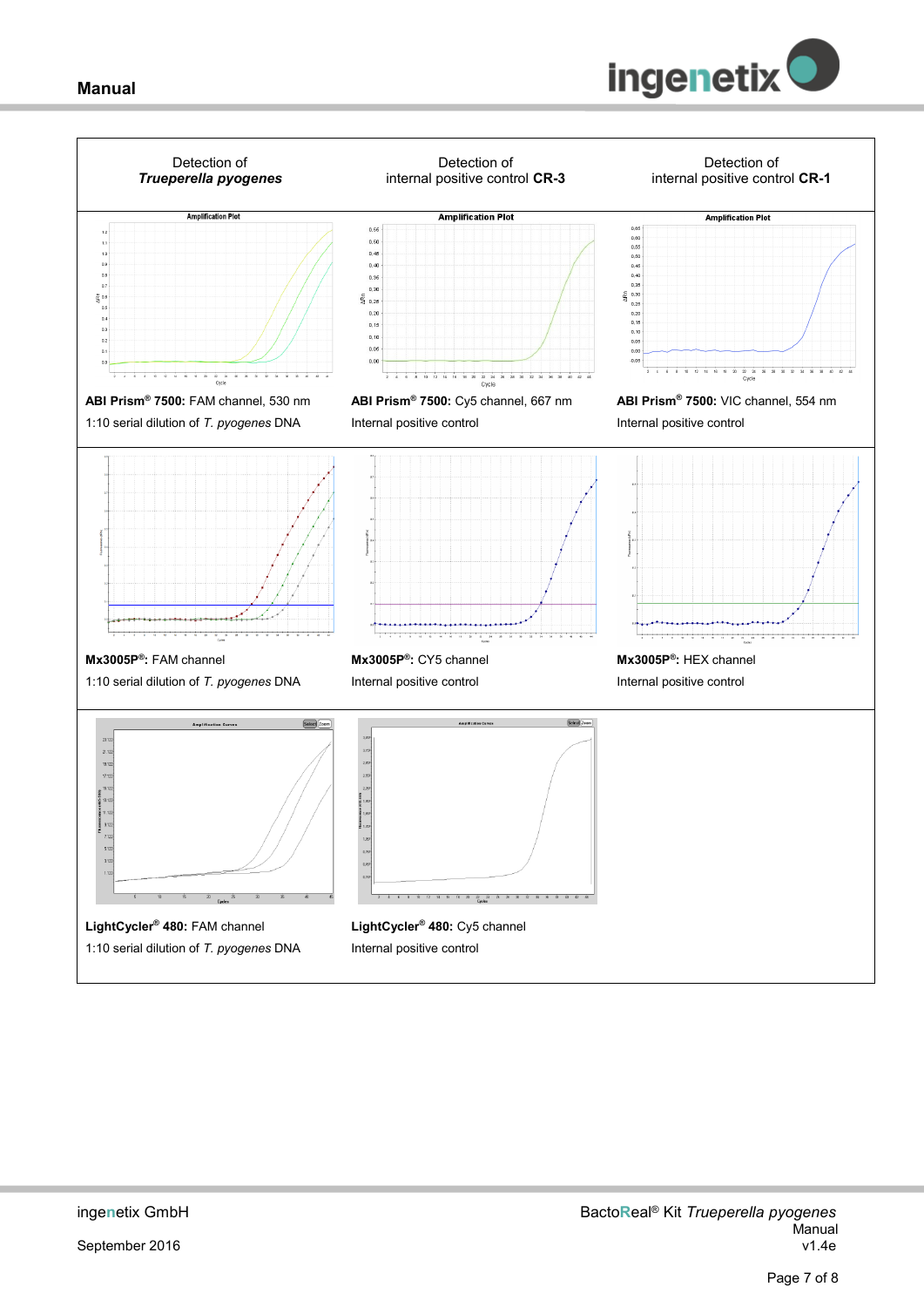| Detection of ***Trueperella pyogenes*** | Detection of internal positive control **CR-3** | Detection of internal positive control **CR-1** |
|---|---|---|
| **ABI Prism® 7500:** FAM channel, 530 nm<br>1:10 serial dilution of *T. pyogenes* DNA | **ABI Prism® 7500:** Cy5 channel, 667 nm<br>Internal positive control | **ABI Prism® 7500:** VIC channel, 554 nm<br>Internal positive control |
| **Mx3005P®:** FAM channel<br>1:10 serial dilution of *T. pyogenes* DNA | **Mx3005P®:** CY5 channel<br>Internal positive control | **Mx3005P®:** HEX channel<br>Internal positive control |
| **LightCycler® 480:** FAM channel<br>1:10 serial dilution of *T. pyogenes* DNA | **LightCycler® 480:** Cy5 channel<br>Internal positive control | |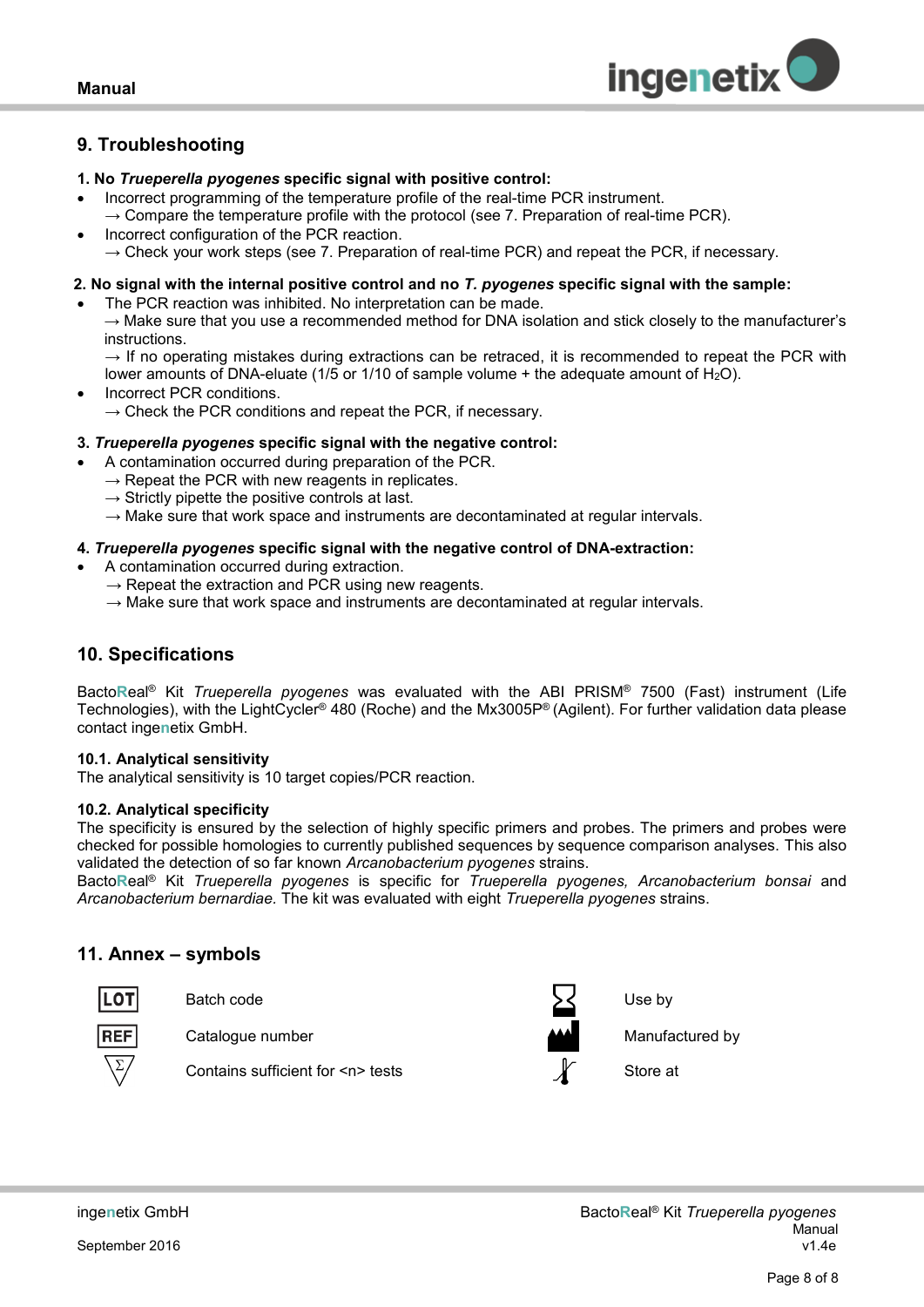## 9. Troubleshooting

**1. No *Trueperella pyogenes* specific signal with positive control:**

- Incorrect programming of the temperature profile of the real-time PCR instrument.
  → Compare the temperature profile with the protocol (see 7. Preparation of real-time PCR).
- Incorrect configuration of the PCR reaction.
  → Check your work steps (see 7. Preparation of real-time PCR) and repeat the PCR, if necessary.

**2. No signal with the internal positive control and no *T. pyogenes* specific signal with the sample:**

- The PCR reaction was inhibited. No interpretation can be made.
  → Make sure that you use a recommended method for DNA isolation and stick closely to the manufacturer's instructions.
  → If no operating mistakes during extractions can be retraced, it is recommended to repeat the PCR with lower amounts of DNA-eluate (1/5 or 1/10 of sample volume + the adequate amount of $H_2O$).
- Incorrect PCR conditions.
  → Check the PCR conditions and repeat the PCR, if necessary.

**3. *Trueperella pyogenes* specific signal with the negative control:**

- A contamination occurred during preparation of the PCR.
  → Repeat the PCR with new reagents in replicates.
  → Strictly pipette the positive controls at last.
  → Make sure that work space and instruments are decontaminated at regular intervals.

**4. *Trueperella pyogenes* specific signal with the negative control of DNA-extraction:**

- A contamination occurred during extraction.
  → Repeat the extraction and PCR using new reagents.
  → Make sure that work space and instruments are decontaminated at regular intervals.

## 10. Specifications

BactoReal® Kit *Trueperella pyogenes* was evaluated with the ABI PRISM® 7500 (Fast) instrument (Life Technologies), with the LightCycler® 480 (Roche) and the Mx3005P® (Agilent). For further validation data please contact ingenetix GmbH.

### 10.1. Analytical sensitivity

The analytical sensitivity is 10 target copies/PCR reaction.

### 10.2. Analytical specificity

The specificity is ensured by the selection of highly specific primers and probes. The primers and probes were checked for possible homologies to currently published sequences by sequence comparison analyses. This also validated the detection of so far known *Arcanobacterium pyogenes* strains.
BactoReal® Kit *Trueperella pyogenes* is specific for *Trueperella pyogenes, Arcanobacterium bonsai* and *Arcanobacterium bernardiae*. The kit was evaluated with eight *Trueperella pyogenes* strains.

## 11. Annex – symbols

| | | | |
|---|---|---|---|
| LOT | Batch code | | Use by |
| REF | Catalogue number | | Manufactured by |
| Σ | Contains sufficient for <n> tests | | Store at |